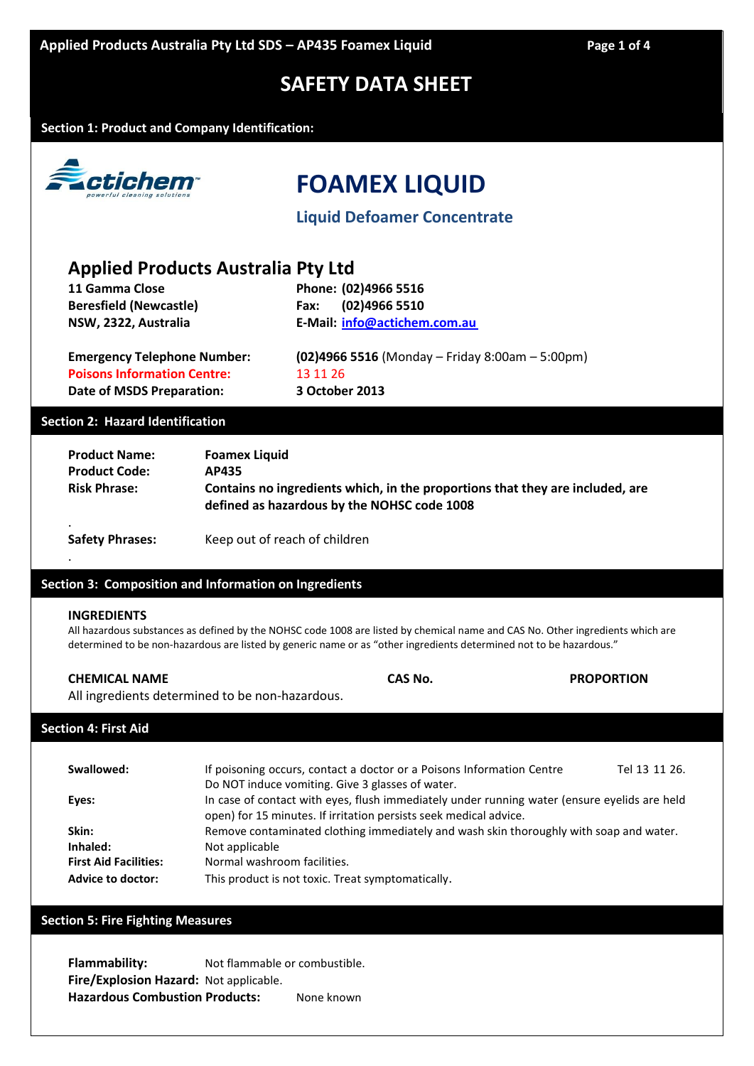# SAFETY DATA SHEET

## Section 1: Product and Company Identification:

actichem powerful cleaning solutions

# FOAMEX LIQUID

### Liquid Defoamer Concentrate

## Applied Products Australia Pty Ltd

**11 Gamma Close**
**Beresfield (Newcastle)**
**NSW, 2322, Australia**

**Phone: (02)4966 5516**
**Fax: (02)4966 5510**
**E-Mail: info@actichem.com.au**

**Emergency Telephone Number:** **(02)4966 5516** (Monday – Friday 8:00am – 5:00pm)
**Poisons Information Centre:** 13 11 26
**Date of MSDS Preparation:** **3 October 2013**

## Section 2: Hazard Identification

**Product Name:** **Foamex Liquid**
**Product Code:** **AP435**
**Risk Phrase:** **Contains no ingredients which, in the proportions that they are included, are defined as hazardous by the NOHSC code 1008**

**Safety Phrases:** Keep out of reach of children

## Section 3: Composition and Information on Ingredients

**INGREDIENTS**

All hazardous substances as defined by the NOHSC code 1008 are listed by chemical name and CAS No. Other ingredients which are determined to be non-hazardous are listed by generic name or as "other ingredients determined not to be hazardous."

| CHEMICAL NAME | CAS No. | PROPORTION |
|---|---|---|
| All ingredients determined to be non-hazardous. | | |

## Section 4: First Aid

**Swallowed:** If poisoning occurs, contact a doctor or a Poisons Information Centre Tel 13 11 26. Do NOT induce vomiting. Give 3 glasses of water.
**Eyes:** In case of contact with eyes, flush immediately under running water (ensure eyelids are held open) for 15 minutes. If irritation persists seek medical advice.
**Skin:** Remove contaminated clothing immediately and wash skin thoroughly with soap and water.
**Inhaled:** Not applicable
**First Aid Facilities:** Normal washroom facilities.
**Advice to doctor:** This product is not toxic. Treat symptomatically.

## Section 5: Fire Fighting Measures

**Flammability:** Not flammable or combustible.
**Fire/Explosion Hazard:** Not applicable.
**Hazardous Combustion Products:** None known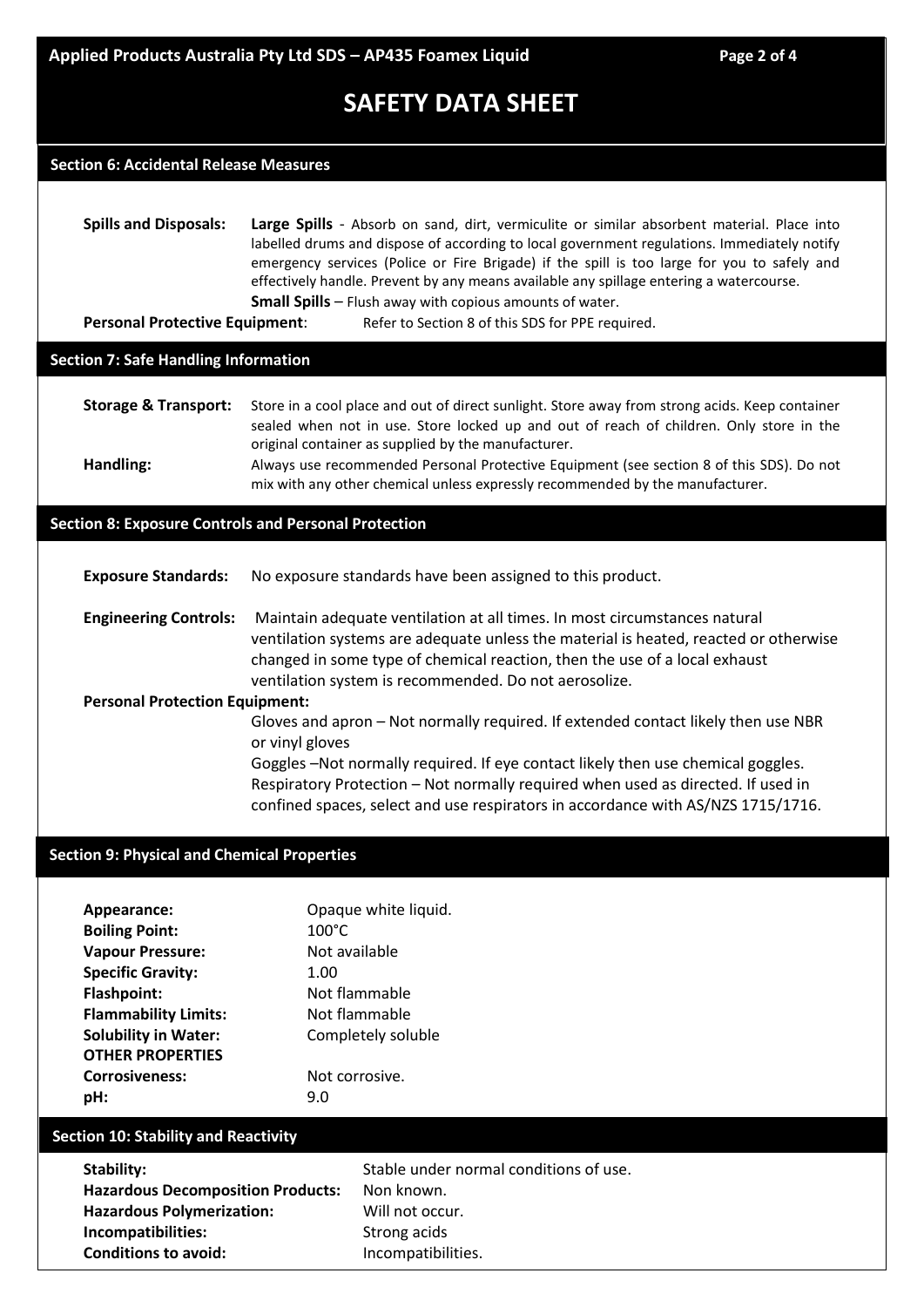# SAFETY DATA SHEET

## Section 6: Accidental Release Measures

**Spills and Disposals:** **Large Spills** - Absorb on sand, dirt, vermiculite or similar absorbent material. Place into labelled drums and dispose of according to local government regulations. Immediately notify emergency services (Police or Fire Brigade) if the spill is too large for you to safely and effectively handle. Prevent by any means available any spillage entering a watercourse.
**Small Spills** – Flush away with copious amounts of water.

**Personal Protective Equipment**: Refer to Section 8 of this SDS for PPE required.

## Section 7: Safe Handling Information

**Storage & Transport:** Store in a cool place and out of direct sunlight. Store away from strong acids. Keep container sealed when not in use. Store locked up and out of reach of children. Only store in the original container as supplied by the manufacturer.

**Handling:** Always use recommended Personal Protective Equipment (see section 8 of this SDS). Do not mix with any other chemical unless expressly recommended by the manufacturer.

## Section 8: Exposure Controls and Personal Protection

**Exposure Standards:** No exposure standards have been assigned to this product.

**Engineering Controls:** Maintain adequate ventilation at all times. In most circumstances natural ventilation systems are adequate unless the material is heated, reacted or otherwise changed in some type of chemical reaction, then the use of a local exhaust ventilation system is recommended. Do not aerosolize.

**Personal Protection Equipment:**

Gloves and apron – Not normally required. If extended contact likely then use NBR or vinyl gloves

Goggles –Not normally required. If eye contact likely then use chemical goggles.

Respiratory Protection – Not normally required when used as directed. If used in confined spaces, select and use respirators in accordance with AS/NZS 1715/1716.

## Section 9: Physical and Chemical Properties

**Appearance:** Opaque white liquid.
**Boiling Point:** 100°C
**Vapour Pressure:** Not available
**Specific Gravity:** 1.00
**Flashpoint:** Not flammable
**Flammability Limits:** Not flammable
**Solubility in Water:** Completely soluble

**OTHER PROPERTIES**

**Corrosiveness:** Not corrosive.
**pH:** 9.0

## Section 10: Stability and Reactivity

**Stability:** Stable under normal conditions of use.
**Hazardous Decomposition Products:** Non known.
**Hazardous Polymerization:** Will not occur.
**Incompatibilities:** Strong acids
**Conditions to avoid:** Incompatibilities.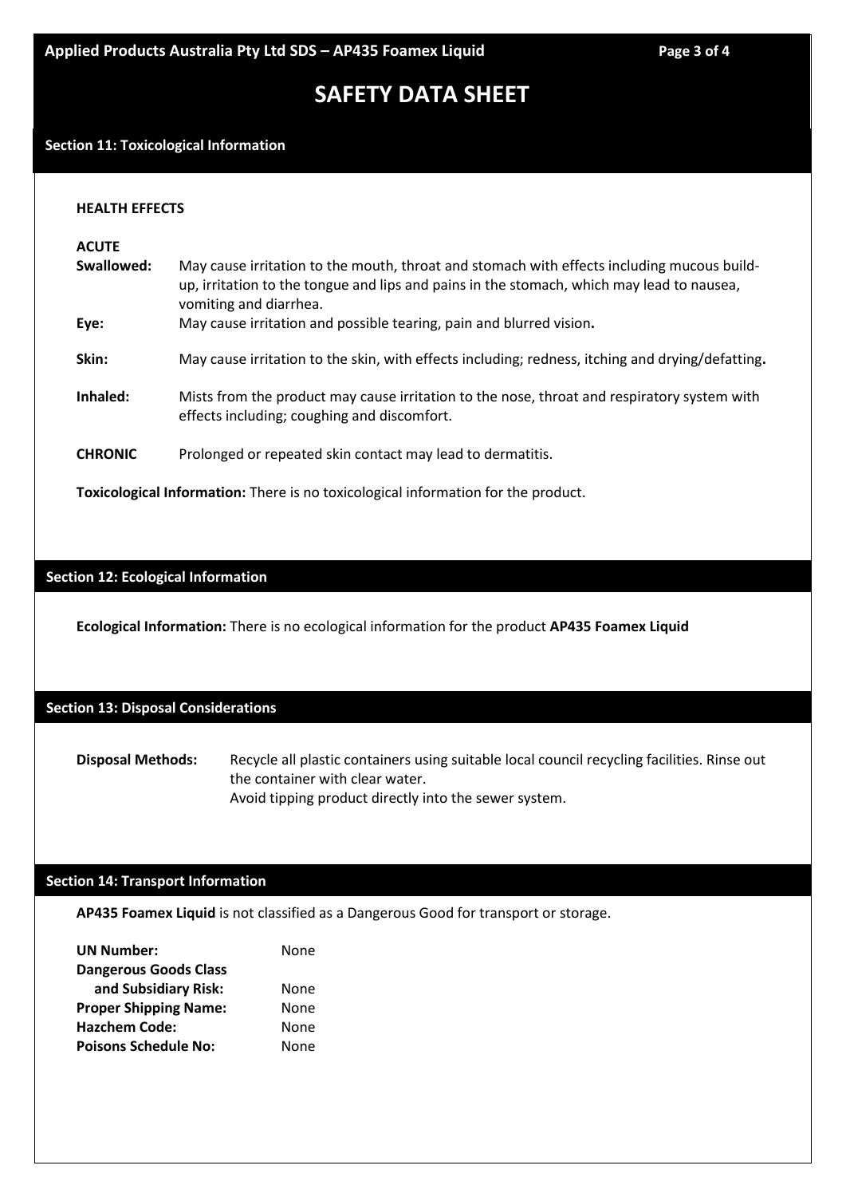# SAFETY DATA SHEET

## Section 11: Toxicological Information

**HEALTH EFFECTS**

**ACUTE**

**Swallowed:** May cause irritation to the mouth, throat and stomach with effects including mucous build-up, irritation to the tongue and lips and pains in the stomach, which may lead to nausea, vomiting and diarrhea.

**Eye:** May cause irritation and possible tearing, pain and blurred vision**.**

**Skin:** May cause irritation to the skin, with effects including; redness, itching and drying/defatting**.**

**Inhaled:** Mists from the product may cause irritation to the nose, throat and respiratory system with effects including; coughing and discomfort.

**CHRONIC** Prolonged or repeated skin contact may lead to dermatitis.

**Toxicological Information:** There is no toxicological information for the product.

## Section 12: Ecological Information

**Ecological Information:** There is no ecological information for the product **AP435 Foamex Liquid**

## Section 13: Disposal Considerations

**Disposal Methods:** Recycle all plastic containers using suitable local council recycling facilities. Rinse out the container with clear water.
Avoid tipping product directly into the sewer system.

## Section 14: Transport Information

**AP435 Foamex Liquid** is not classified as a Dangerous Good for transport or storage.

| | |
|---|---|
| **UN Number:** | None |
| **Dangerous Goods Class and Subsidiary Risk:** | None |
| **Proper Shipping Name:** | None |
| **Hazchem Code:** | None |
| **Poisons Schedule No:** | None |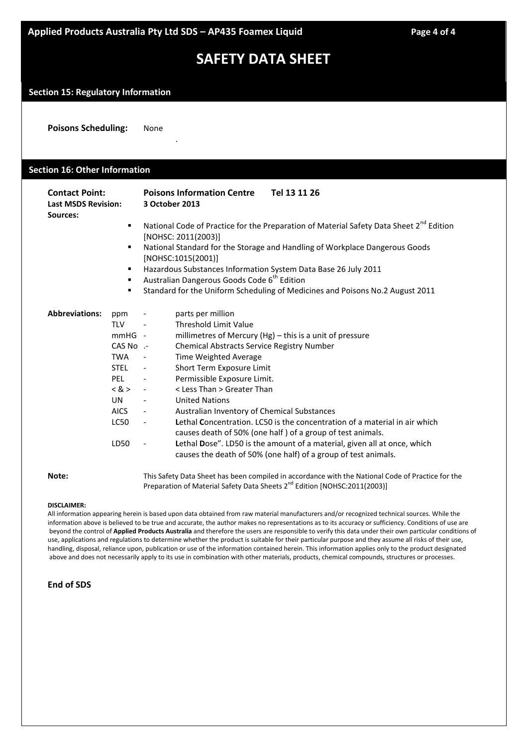# SAFETY DATA SHEET

## Section 15: Regulatory Information

**Poisons Scheduling:** None

.

## Section 16: Other Information

**Contact Point:** **Poisons Information Centre Tel 13 11 26**

**Last MSDS Revision:** **3 October 2013**

**Sources:**

- National Code of Practice for the Preparation of Material Safety Data Sheet 2nd Edition [NOHSC: 2011(2003)]
- National Standard for the Storage and Handling of Workplace Dangerous Goods [NOHSC:1015(2001)]
- Hazardous Substances Information System Data Base 26 July 2011
- Australian Dangerous Goods Code 6th Edition
- Standard for the Uniform Scheduling of Medicines and Poisons No.2 August 2011

**Abbreviations:**

| | | |
|---|---|---|
| ppm | - | parts per million |
| TLV | - | Threshold Limit Value |
| mmHG | - | millimetres of Mercury (Hg) – this is a unit of pressure |
| CAS No | .- | Chemical Abstracts Service Registry Number |
| TWA | - | Time Weighted Average |
| STEL | - | Short Term Exposure Limit |
| PEL | - | Permissible Exposure Limit. |
| < & > | - | < Less Than > Greater Than |
| UN | - | United Nations |
| AICS | - | Australian Inventory of Chemical Substances |
| LC50 | - | **L**ethal **C**oncentration. LC50 is the concentration of a material in air which causes death of 50% (one half ) of a group of test animals. |
| LD50 | - | **L**ethal **D**ose". LD50 is the amount of a material, given all at once, which causes the death of 50% (one half) of a group of test animals. |

**Note:** This Safety Data Sheet has been compiled in accordance with the National Code of Practice for the Preparation of Material Safety Data Sheets 2nd Edition [NOHSC:2011(2003)]

**DISCLAIMER:**

All information appearing herein is based upon data obtained from raw material manufacturers and/or recognized technical sources. While the information above is believed to be true and accurate, the author makes no representations as to its accuracy or sufficiency. Conditions of use are beyond the control of **Applied Products Australia** and therefore the users are responsible to verify this data under their own particular conditions of use, applications and regulations to determine whether the product is suitable for their particular purpose and they assume all risks of their use, handling, disposal, reliance upon, publication or use of the information contained herein. This information applies only to the product designated above and does not necessarily apply to its use in combination with other materials, products, chemical compounds, structures or processes.

**End of SDS**